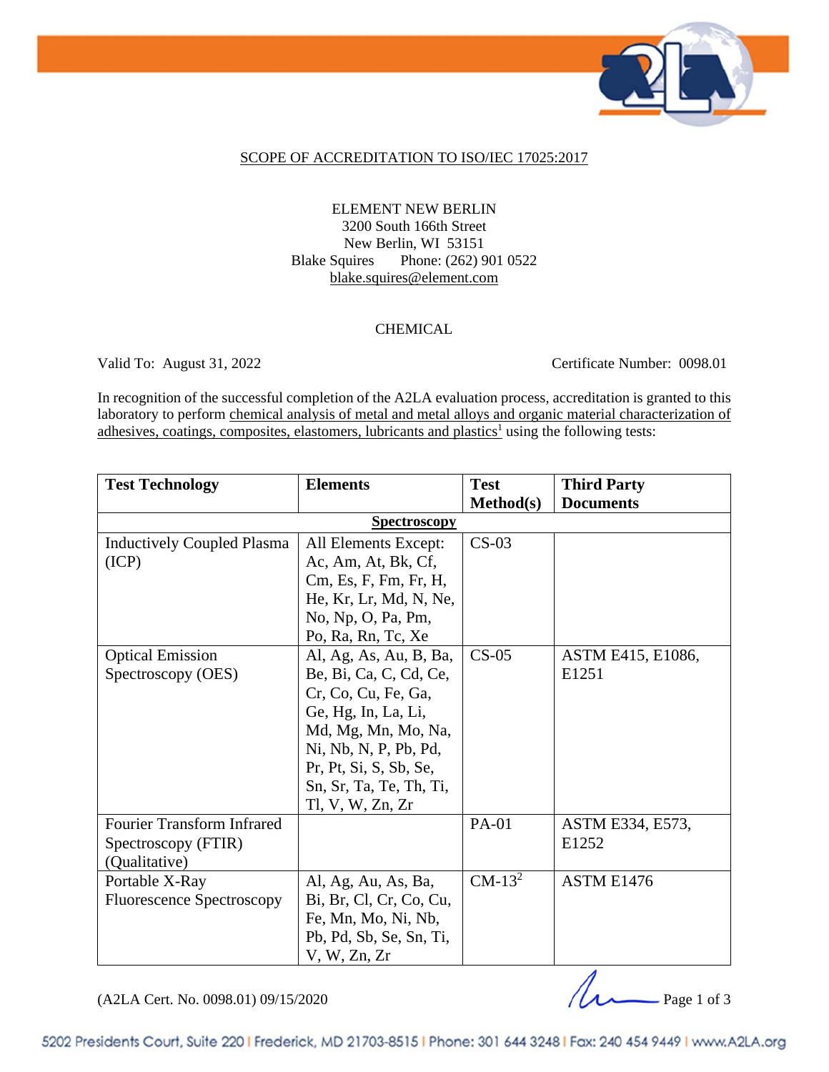## SCOPE OF ACCREDITATION TO ISO/IEC 17025:2017

ELEMENT NEW BERLIN
3200 South 166th Street
New Berlin, WI 53151
Blake Squires Phone: (262) 901 0522
blake.squires@element.com

CHEMICAL

Valid To: August 31, 2022 Certificate Number: 0098.01

In recognition of the successful completion of the A2LA evaluation process, accreditation is granted to this laboratory to perform chemical analysis of metal and metal alloys and organic material characterization of adhesives, coatings, composites, elastomers, lubricants and plastics[1] using the following tests:

| Test Technology | Elements | Test Method(s) | Third Party Documents |
|---|---|---|---|
| **Spectroscopy** | | | |
| Inductively Coupled Plasma (ICP) | All Elements Except: Ac, Am, At, Bk, Cf, Cm, Es, F, Fm, Fr, H, He, Kr, Lr, Md, N, Ne, No, Np, O, Pa, Pm, Po, Ra, Rn, Tc, Xe | CS-03 | |
| Optical Emission Spectroscopy (OES) | Al, Ag, As, Au, B, Ba, Be, Bi, Ca, C, Cd, Ce, Cr, Co, Cu, Fe, Ga, Ge, Hg, In, La, Li, Md, Mg, Mn, Mo, Na, Ni, Nb, N, P, Pb, Pd, Pr, Pt, Si, S, Sb, Se, Sn, Sr, Ta, Te, Th, Ti, Tl, V, W, Zn, Zr | CS-05 | ASTM E415, E1086, E1251 |
| Fourier Transform Infrared Spectroscopy (FTIR) (Qualitative) | | PA-01 | ASTM E334, E573, E1252 |
| Portable X-Ray Fluorescence Spectroscopy | Al, Ag, Au, As, Ba, Bi, Br, Cl, Cr, Co, Cu, Fe, Mn, Mo, Ni, Nb, Pb, Pd, Sb, Se, Sn, Ti, V, W, Zn, Zr | CM-13[2] | ASTM E1476 |

(A2LA Cert. No. 0098.01) 09/15/2020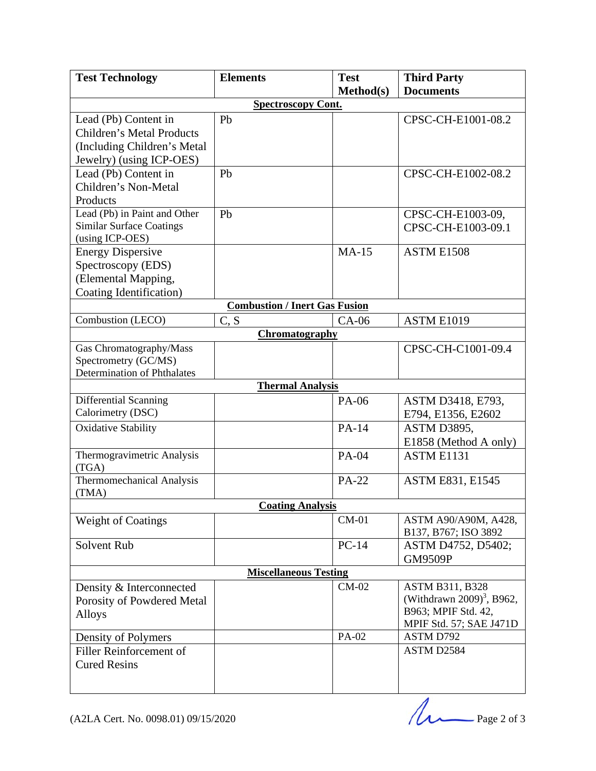| Test Technology | Elements | Test Method(s) | Third Party Documents |
|---|---|---|---|
| **Spectroscopy Cont.** | | | |
| Lead (Pb) Content in Children's Metal Products (Including Children's Metal Jewelry) (using ICP-OES) | Pb | | CPSC-CH-E1001-08.2 |
| Lead (Pb) Content in Children's Non-Metal Products | Pb | | CPSC-CH-E1002-08.2 |
| Lead (Pb) in Paint and Other Similar Surface Coatings (using ICP-OES) | Pb | | CPSC-CH-E1003-09, CPSC-CH-E1003-09.1 |
| Energy Dispersive Spectroscopy (EDS) (Elemental Mapping, Coating Identification) | | MA-15 | ASTM E1508 |
| **Combustion / Inert Gas Fusion** | | | |
| Combustion (LECO) | C, S | CA-06 | ASTM E1019 |
| **Chromatography** | | | |
| Gas Chromatography/Mass Spectrometry (GC/MS) Determination of Phthalates | | | CPSC-CH-C1001-09.4 |
| **Thermal Analysis** | | | |
| Differential Scanning Calorimetry (DSC) | | PA-06 | ASTM D3418, E793, E794, E1356, E2602 |
| Oxidative Stability | | PA-14 | ASTM D3895, E1858 (Method A only) |
| Thermogravimetric Analysis (TGA) | | PA-04 | ASTM E1131 |
| Thermomechanical Analysis (TMA) | | PA-22 | ASTM E831, E1545 |
| **Coating Analysis** | | | |
| Weight of Coatings | | CM-01 | ASTM A90/A90M, A428, B137, B767; ISO 3892 |
| Solvent Rub | | PC-14 | ASTM D4752, D5402; GM9509P |
| **Miscellaneous Testing** | | | |
| Density & Interconnected Porosity of Powdered Metal Alloys | | CM-02 | ASTM B311, B328 (Withdrawn 2009)[3], B962, B963; MPIF Std. 42, MPIF Std. 57; SAE J471D |
| Density of Polymers | | PA-02 | ASTM D792 |
| Filler Reinforcement of Cured Resins | | | ASTM D2584 |

(A2LA Cert. No. 0098.01) 09/15/2020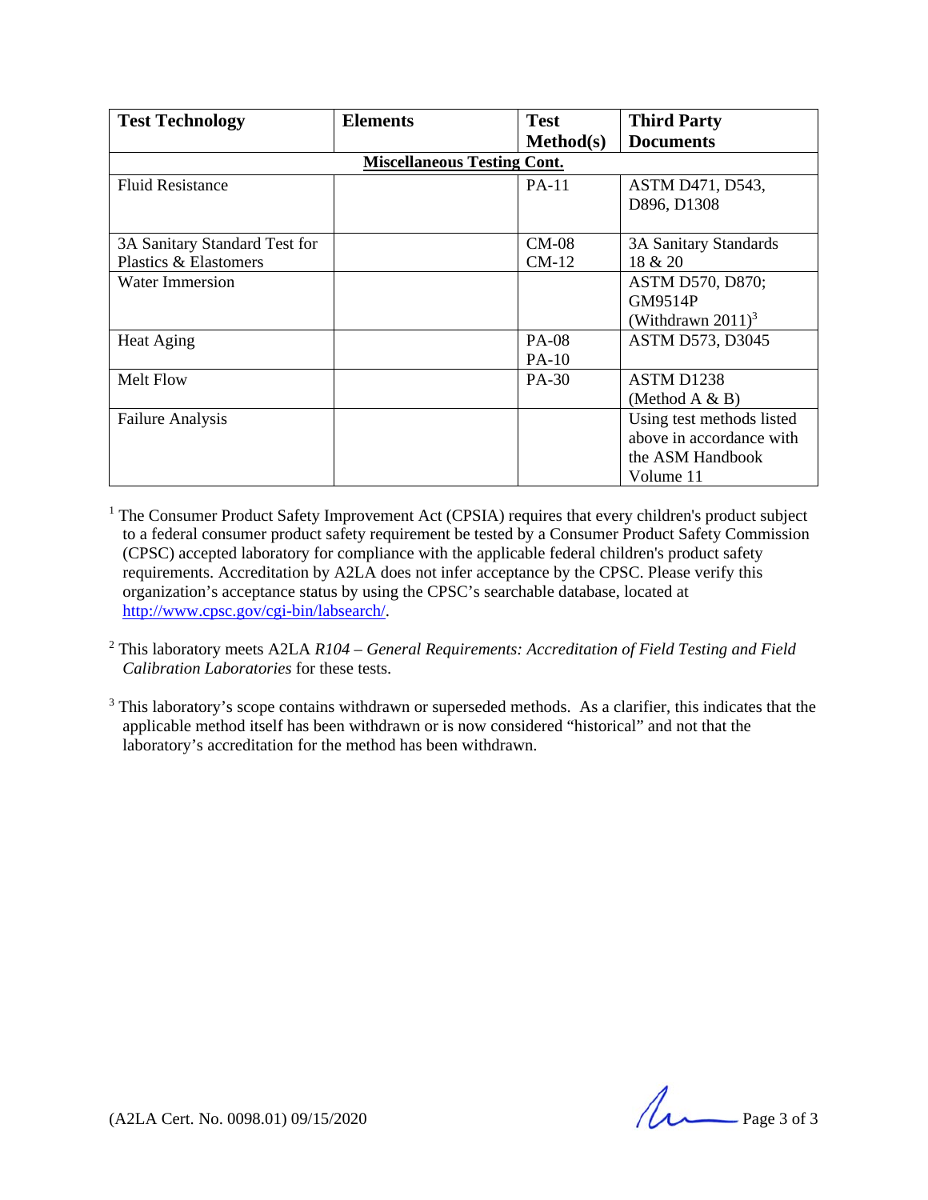| Test Technology | Elements | Test Method(s) | Third Party Documents |
|---|---|---|---|
| **Miscellaneous Testing Cont.** | | | |
| Fluid Resistance | | PA-11 | ASTM D471, D543, D896, D1308 |
| 3A Sanitary Standard Test for Plastics & Elastomers | | CM-08 CM-12 | 3A Sanitary Standards 18 & 20 |
| Water Immersion | | | ASTM D570, D870; GM9514P (Withdrawn 2011)[3] |
| Heat Aging | | PA-08 PA-10 | ASTM D573, D3045 |
| Melt Flow | | PA-30 | ASTM D1238 (Method A & B) |
| Failure Analysis | | | Using test methods listed above in accordance with the ASM Handbook Volume 11 |

[1] The Consumer Product Safety Improvement Act (CPSIA) requires that every children's product subject to a federal consumer product safety requirement be tested by a Consumer Product Safety Commission (CPSC) accepted laboratory for compliance with the applicable federal children's product safety requirements. Accreditation by A2LA does not infer acceptance by the CPSC. Please verify this organization's acceptance status by using the CPSC's searchable database, located at http://www.cpsc.gov/cgi-bin/labsearch/.

[2] This laboratory meets A2LA *R104 – General Requirements: Accreditation of Field Testing and Field Calibration Laboratories* for these tests.

[3] This laboratory's scope contains withdrawn or superseded methods. As a clarifier, this indicates that the applicable method itself has been withdrawn or is now considered "historical" and not that the laboratory's accreditation for the method has been withdrawn.

(A2LA Cert. No. 0098.01) 09/15/2020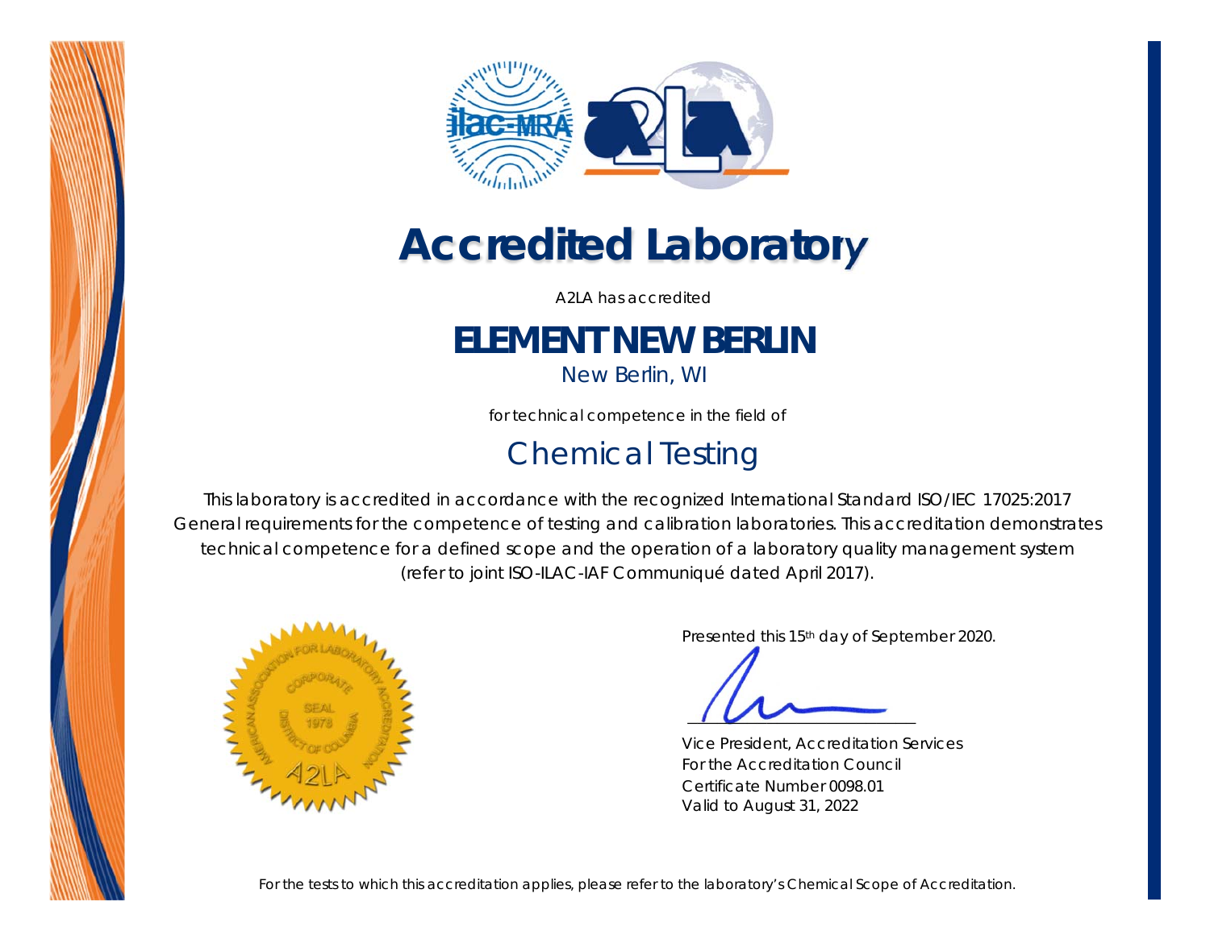# Accredited Laboratory

A2LA has accredited

## ELEMENT NEW BERLIN

New Berlin, WI

for technical competence in the field of

## Chemical Testing

This laboratory is accredited in accordance with the recognized International Standard ISO/IEC 17025:2017 General requirements for the competence of testing and calibration laboratories. This accreditation demonstrates technical competence for a defined scope and the operation of a laboratory quality management system (refer to joint ISO-ILAC-IAF Communiqué dated April 2017).

Presented this 15th day of September 2020.

Vice President, Accreditation Services
For the Accreditation Council
Certificate Number 0098.01
Valid to August 31, 2022

For the tests to which this accreditation applies, please refer to the laboratory's Chemical Scope of Accreditation.